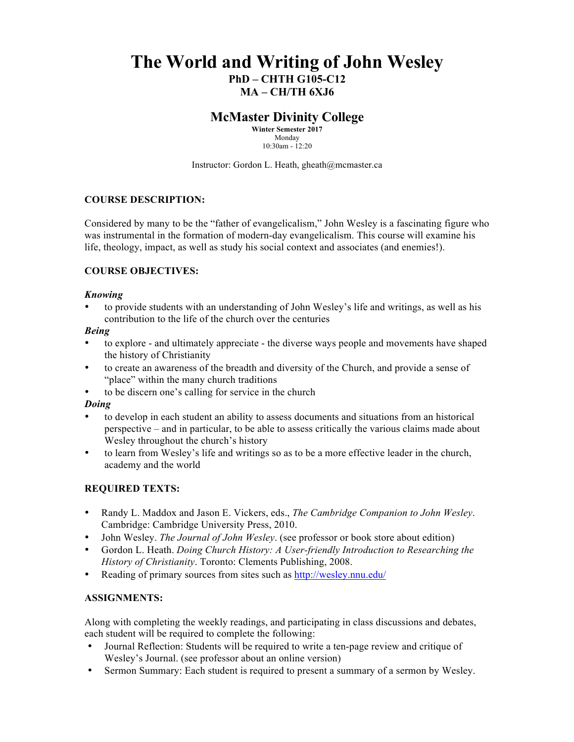# The World and Writing of John Wesley

**PhD – CHTH G105-C12**
**MA – CH/TH 6XJ6**

## McMaster Divinity College

**Winter Semester 2017**
Monday
10:30am - 12:20

Instructor: Gordon L. Heath, gheath@mcmaster.ca

### COURSE DESCRIPTION:

Considered by many to be the "father of evangelicalism," John Wesley is a fascinating figure who was instrumental in the formation of modern-day evangelicalism. This course will examine his life, theology, impact, as well as study his social context and associates (and enemies!).

### COURSE OBJECTIVES:

***Knowing***

- to provide students with an understanding of John Wesley's life and writings, as well as his contribution to the life of the church over the centuries

***Being***

- to explore - and ultimately appreciate - the diverse ways people and movements have shaped the history of Christianity
- to create an awareness of the breadth and diversity of the Church, and provide a sense of "place" within the many church traditions
- to be discern one's calling for service in the church

***Doing***

- to develop in each student an ability to assess documents and situations from an historical perspective – and in particular, to be able to assess critically the various claims made about Wesley throughout the church's history
- to learn from Wesley's life and writings so as to be a more effective leader in the church, academy and the world

### REQUIRED TEXTS:

- Randy L. Maddox and Jason E. Vickers, eds., *The Cambridge Companion to John Wesley*. Cambridge: Cambridge University Press, 2010.
- John Wesley. *The Journal of John Wesley*. (see professor or book store about edition)
- Gordon L. Heath. *Doing Church History: A User-friendly Introduction to Researching the History of Christianity*. Toronto: Clements Publishing, 2008.
- Reading of primary sources from sites such as http://wesley.nnu.edu/

### ASSIGNMENTS:

Along with completing the weekly readings, and participating in class discussions and debates, each student will be required to complete the following:

- Journal Reflection: Students will be required to write a ten-page review and critique of Wesley's Journal. (see professor about an online version)
- Sermon Summary: Each student is required to present a summary of a sermon by Wesley.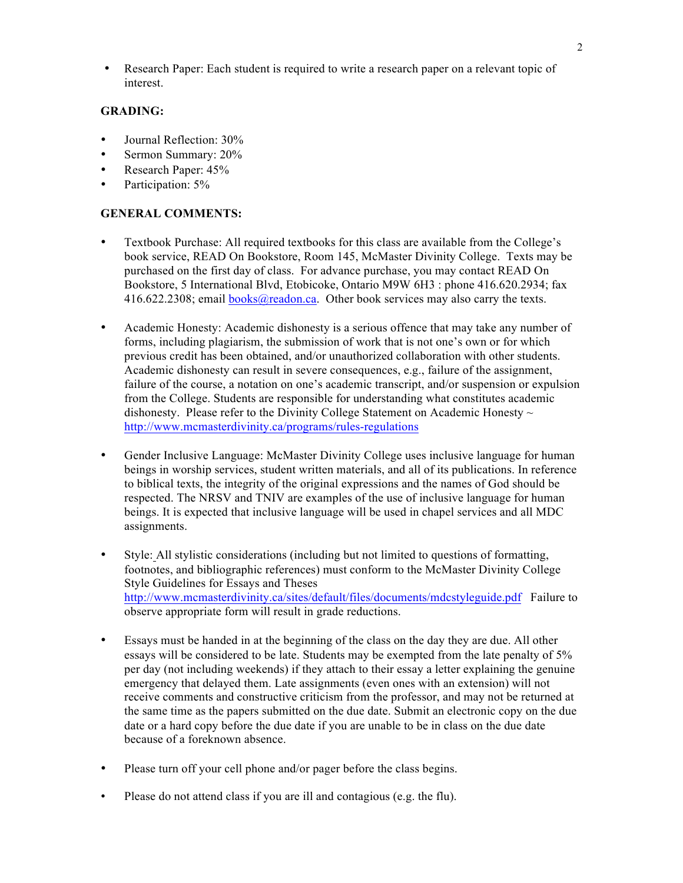- Research Paper: Each student is required to write a research paper on a relevant topic of interest.

**GRADING:**

- Journal Reflection: 30%
- Sermon Summary: 20%
- Research Paper: 45%
- Participation: 5%

**GENERAL COMMENTS:**

- Textbook Purchase: All required textbooks for this class are available from the College's book service, READ On Bookstore, Room 145, McMaster Divinity College. Texts may be purchased on the first day of class. For advance purchase, you may contact READ On Bookstore, 5 International Blvd, Etobicoke, Ontario M9W 6H3 : phone 416.620.2934; fax 416.622.2308; email books@readon.ca. Other book services may also carry the texts.

- Academic Honesty: Academic dishonesty is a serious offence that may take any number of forms, including plagiarism, the submission of work that is not one's own or for which previous credit has been obtained, and/or unauthorized collaboration with other students. Academic dishonesty can result in severe consequences, e.g., failure of the assignment, failure of the course, a notation on one's academic transcript, and/or suspension or expulsion from the College. Students are responsible for understanding what constitutes academic dishonesty. Please refer to the Divinity College Statement on Academic Honesty ~ http://www.mcmasterdivinity.ca/programs/rules-regulations

- Gender Inclusive Language: McMaster Divinity College uses inclusive language for human beings in worship services, student written materials, and all of its publications. In reference to biblical texts, the integrity of the original expressions and the names of God should be respected. The NRSV and TNIV are examples of the use of inclusive language for human beings. It is expected that inclusive language will be used in chapel services and all MDC assignments.

- Style: All stylistic considerations (including but not limited to questions of formatting, footnotes, and bibliographic references) must conform to the McMaster Divinity College Style Guidelines for Essays and Theses http://www.mcmasterdivinity.ca/sites/default/files/documents/mdcstyleguide.pdf Failure to observe appropriate form will result in grade reductions.

- Essays must be handed in at the beginning of the class on the day they are due. All other essays will be considered to be late. Students may be exempted from the late penalty of 5% per day (not including weekends) if they attach to their essay a letter explaining the genuine emergency that delayed them. Late assignments (even ones with an extension) will not receive comments and constructive criticism from the professor, and may not be returned at the same time as the papers submitted on the due date. Submit an electronic copy on the due date or a hard copy before the due date if you are unable to be in class on the due date because of a foreknown absence.

- Please turn off your cell phone and/or pager before the class begins.

- Please do not attend class if you are ill and contagious (e.g. the flu).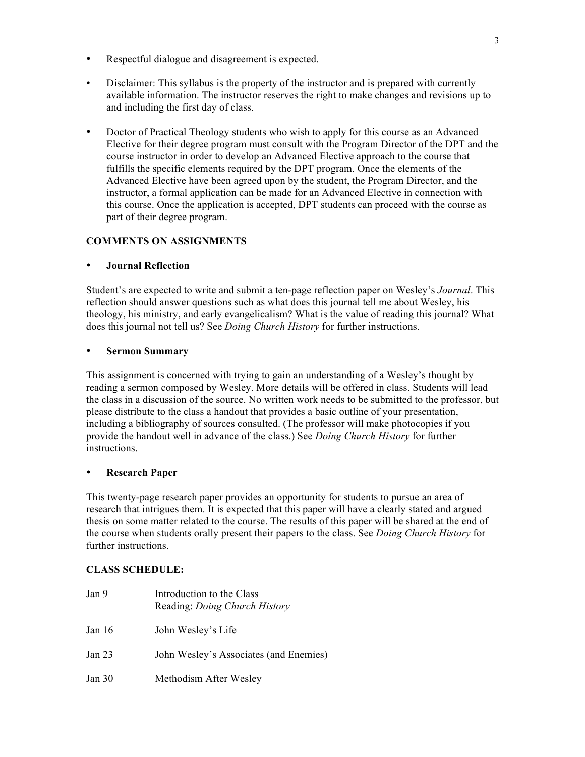- Respectful dialogue and disagreement is expected.

- Disclaimer: This syllabus is the property of the instructor and is prepared with currently available information. The instructor reserves the right to make changes and revisions up to and including the first day of class.

- Doctor of Practical Theology students who wish to apply for this course as an Advanced Elective for their degree program must consult with the Program Director of the DPT and the course instructor in order to develop an Advanced Elective approach to the course that fulfills the specific elements required by the DPT program. Once the elements of the Advanced Elective have been agreed upon by the student, the Program Director, and the instructor, a formal application can be made for an Advanced Elective in connection with this course. Once the application is accepted, DPT students can proceed with the course as part of their degree program.

**COMMENTS ON ASSIGNMENTS**

- **Journal Reflection**

Student's are expected to write and submit a ten-page reflection paper on Wesley's *Journal*. This reflection should answer questions such as what does this journal tell me about Wesley, his theology, his ministry, and early evangelicalism? What is the value of reading this journal? What does this journal not tell us? See *Doing Church History* for further instructions.

- **Sermon Summary**

This assignment is concerned with trying to gain an understanding of a Wesley's thought by reading a sermon composed by Wesley. More details will be offered in class. Students will lead the class in a discussion of the source. No written work needs to be submitted to the professor, but please distribute to the class a handout that provides a basic outline of your presentation, including a bibliography of sources consulted. (The professor will make photocopies if you provide the handout well in advance of the class.) See *Doing Church History* for further instructions.

- **Research Paper**

This twenty-page research paper provides an opportunity for students to pursue an area of research that intrigues them. It is expected that this paper will have a clearly stated and argued thesis on some matter related to the course. The results of this paper will be shared at the end of the course when students orally present their papers to the class. See *Doing Church History* for further instructions.

**CLASS SCHEDULE:**

| | |
|---|---|
| Jan 9 | Introduction to the Class<br>Reading: *Doing Church History* |
| Jan 16 | John Wesley's Life |
| Jan 23 | John Wesley's Associates (and Enemies) |
| Jan 30 | Methodism After Wesley |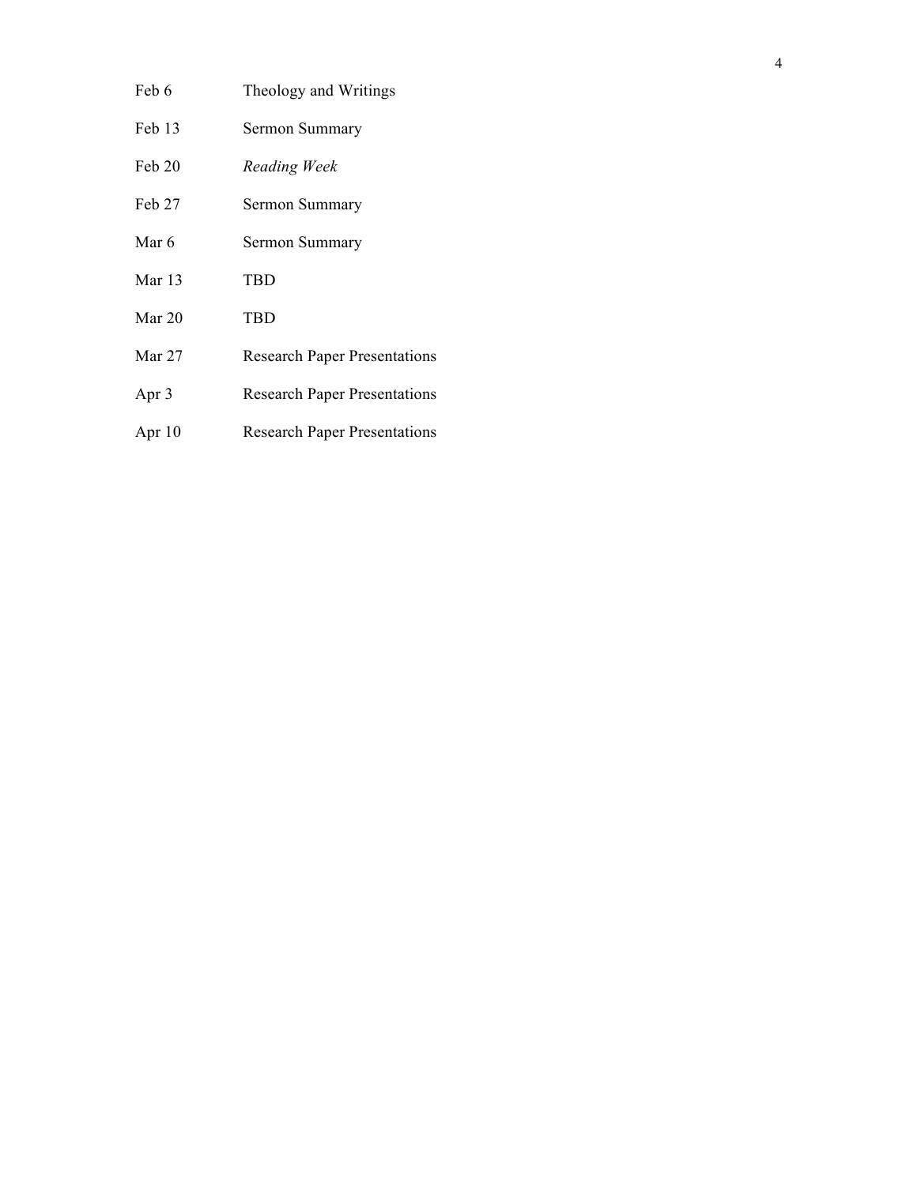| | |
|---|---|
| Feb 6 | Theology and Writings |
| Feb 13 | Sermon Summary |
| Feb 20 | *Reading Week* |
| Feb 27 | Sermon Summary |
| Mar 6 | Sermon Summary |
| Mar 13 | TBD |
| Mar 20 | TBD |
| Mar 27 | Research Paper Presentations |
| Apr 3 | Research Paper Presentations |
| Apr 10 | Research Paper Presentations |